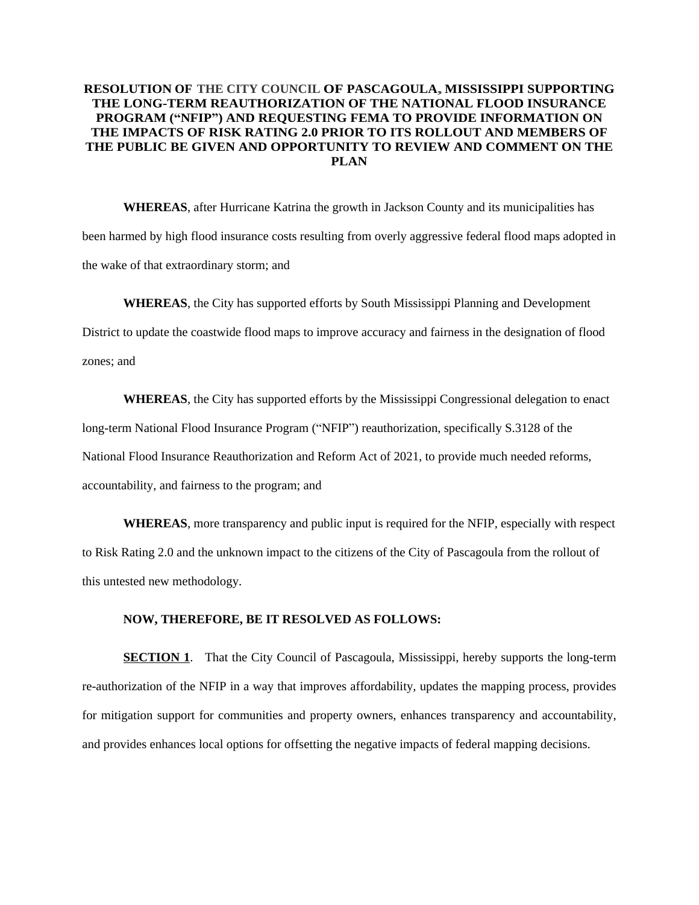**RESOLUTION OF THE CITY COUNCIL OF PASCAGOULA, MISSISSIPPI SUPPORTING THE LONG-TERM REAUTHORIZATION OF THE NATIONAL FLOOD INSURANCE PROGRAM ("NFIP") AND REQUESTING FEMA TO PROVIDE INFORMATION ON THE IMPACTS OF RISK RATING 2.0 PRIOR TO ITS ROLLOUT AND MEMBERS OF THE PUBLIC BE GIVEN AND OPPORTUNITY TO REVIEW AND COMMENT ON THE PLAN**

**WHEREAS**, after Hurricane Katrina the growth in Jackson County and its municipalities has been harmed by high flood insurance costs resulting from overly aggressive federal flood maps adopted in the wake of that extraordinary storm; and

**WHEREAS**, the City has supported efforts by South Mississippi Planning and Development District to update the coastwide flood maps to improve accuracy and fairness in the designation of flood zones; and

**WHEREAS**, the City has supported efforts by the Mississippi Congressional delegation to enact long-term National Flood Insurance Program ("NFIP") reauthorization, specifically S.3128 of the National Flood Insurance Reauthorization and Reform Act of 2021, to provide much needed reforms, accountability, and fairness to the program; and

**WHEREAS**, more transparency and public input is required for the NFIP, especially with respect to Risk Rating 2.0 and the unknown impact to the citizens of the City of Pascagoula from the rollout of this untested new methodology.

**NOW, THEREFORE, BE IT RESOLVED AS FOLLOWS:**

**SECTION 1**. That the City Council of Pascagoula, Mississippi, hereby supports the long-term re-authorization of the NFIP in a way that improves affordability, updates the mapping process, provides for mitigation support for communities and property owners, enhances transparency and accountability, and provides enhances local options for offsetting the negative impacts of federal mapping decisions.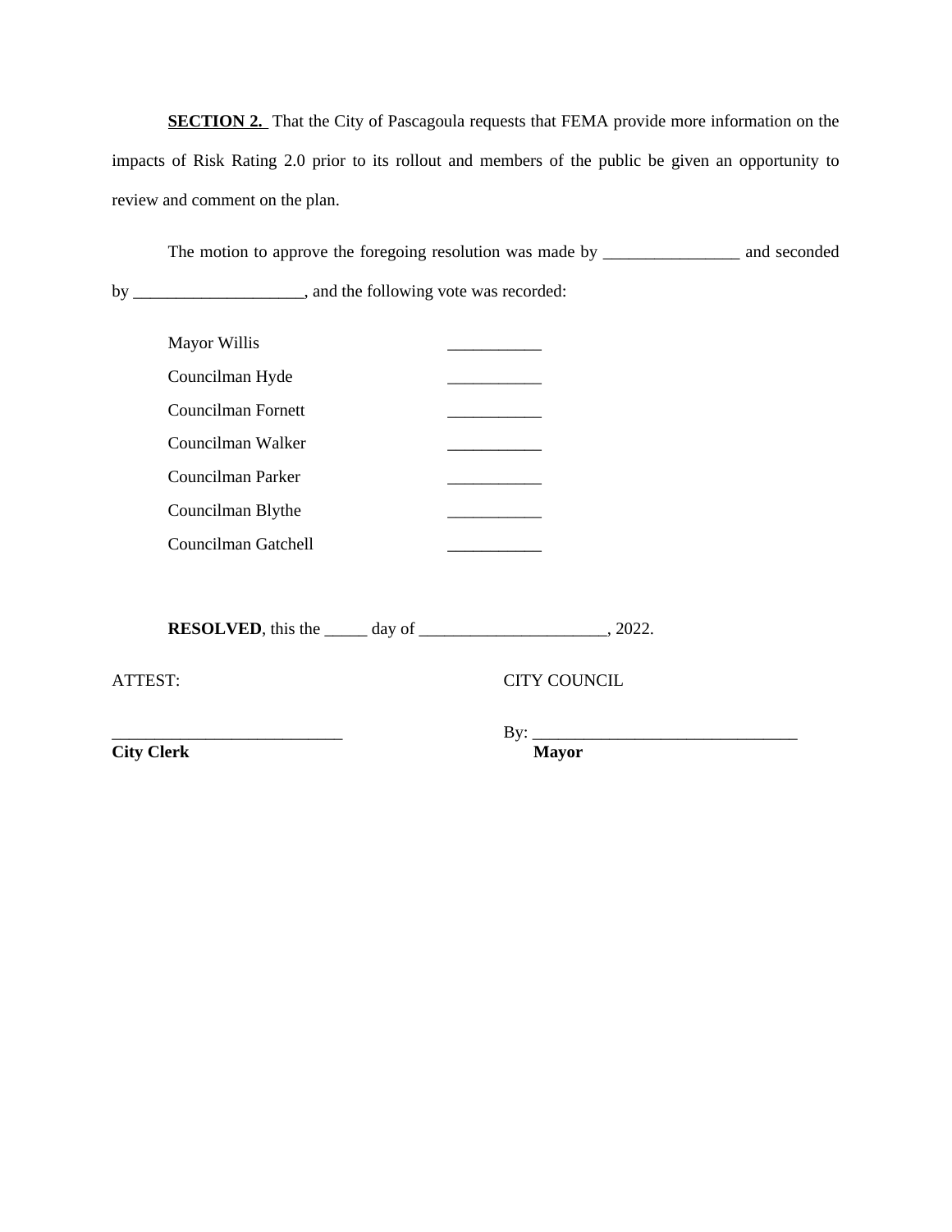**SECTION 2.** That the City of Pascagoula requests that FEMA provide more information on the impacts of Risk Rating 2.0 prior to its rollout and members of the public be given an opportunity to review and comment on the plan.

The motion to approve the foregoing resolution was made by ________________ and seconded by ____________________, and the following vote was recorded:

| | |
|---|---|
| Mayor Willis | ___________ |
| Councilman Hyde | ___________ |
| Councilman Fornett | ___________ |
| Councilman Walker | ___________ |
| Councilman Parker | ___________ |
| Councilman Blythe | ___________ |
| Councilman Gatchell | ___________ |

**RESOLVED**, this the _____ day of ______________________, 2022.

ATTEST:

___________________________
**City Clerk**

CITY COUNCIL

By: _______________________________
**Mayor**